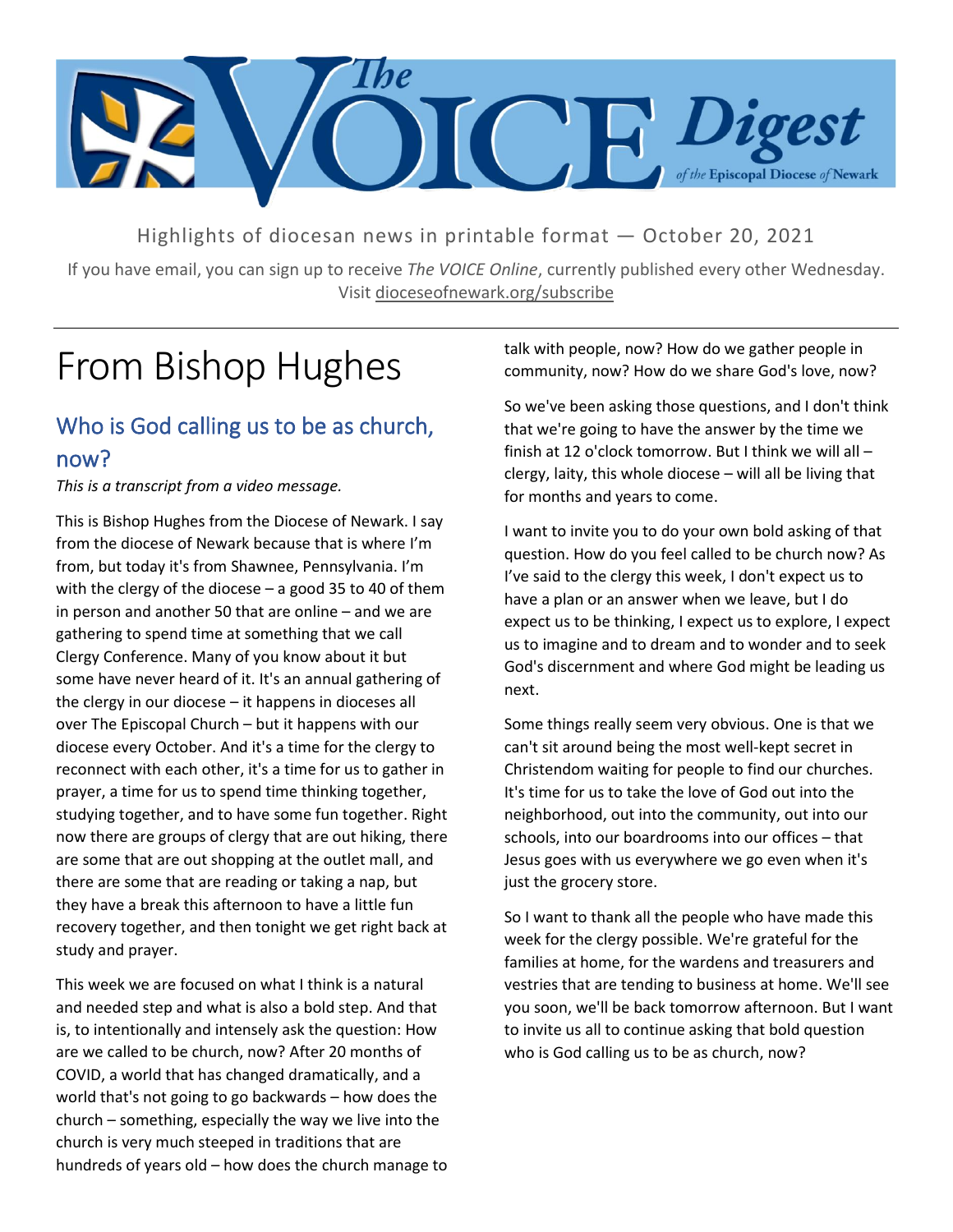# The VOICE Digest of the Episcopal Diocese of Newark

Highlights of diocesan news in printable format — October 20, 2021

If you have email, you can sign up to receive *The VOICE Online*, currently published every other Wednesday. Visit dioceseofnewark.org/subscribe

# From Bishop Hughes

## Who is God calling us to be as church, now?

*This is a transcript from a video message.*

This is Bishop Hughes from the Diocese of Newark. I say from the diocese of Newark because that is where I'm from, but today it's from Shawnee, Pennsylvania. I'm with the clergy of the diocese – a good 35 to 40 of them in person and another 50 that are online – and we are gathering to spend time at something that we call Clergy Conference. Many of you know about it but some have never heard of it. It's an annual gathering of the clergy in our diocese – it happens in dioceses all over The Episcopal Church – but it happens with our diocese every October. And it's a time for the clergy to reconnect with each other, it's a time for us to gather in prayer, a time for us to spend time thinking together, studying together, and to have some fun together. Right now there are groups of clergy that are out hiking, there are some that are out shopping at the outlet mall, and there are some that are reading or taking a nap, but they have a break this afternoon to have a little fun recovery together, and then tonight we get right back at study and prayer.

This week we are focused on what I think is a natural and needed step and what is also a bold step. And that is, to intentionally and intensely ask the question: How are we called to be church, now? After 20 months of COVID, a world that has changed dramatically, and a world that's not going to go backwards – how does the church – something, especially the way we live into the church is very much steeped in traditions that are hundreds of years old – how does the church manage to talk with people, now? How do we gather people in community, now? How do we share God's love, now?

So we've been asking those questions, and I don't think that we're going to have the answer by the time we finish at 12 o'clock tomorrow. But I think we will all – clergy, laity, this whole diocese – will all be living that for months and years to come.

I want to invite you to do your own bold asking of that question. How do you feel called to be church now? As I've said to the clergy this week, I don't expect us to have a plan or an answer when we leave, but I do expect us to be thinking, I expect us to explore, I expect us to imagine and to dream and to wonder and to seek God's discernment and where God might be leading us next.

Some things really seem very obvious. One is that we can't sit around being the most well-kept secret in Christendom waiting for people to find our churches. It's time for us to take the love of God out into the neighborhood, out into the community, out into our schools, into our boardrooms into our offices – that Jesus goes with us everywhere we go even when it's just the grocery store.

So I want to thank all the people who have made this week for the clergy possible. We're grateful for the families at home, for the wardens and treasurers and vestries that are tending to business at home. We'll see you soon, we'll be back tomorrow afternoon. But I want to invite us all to continue asking that bold question who is God calling us to be as church, now?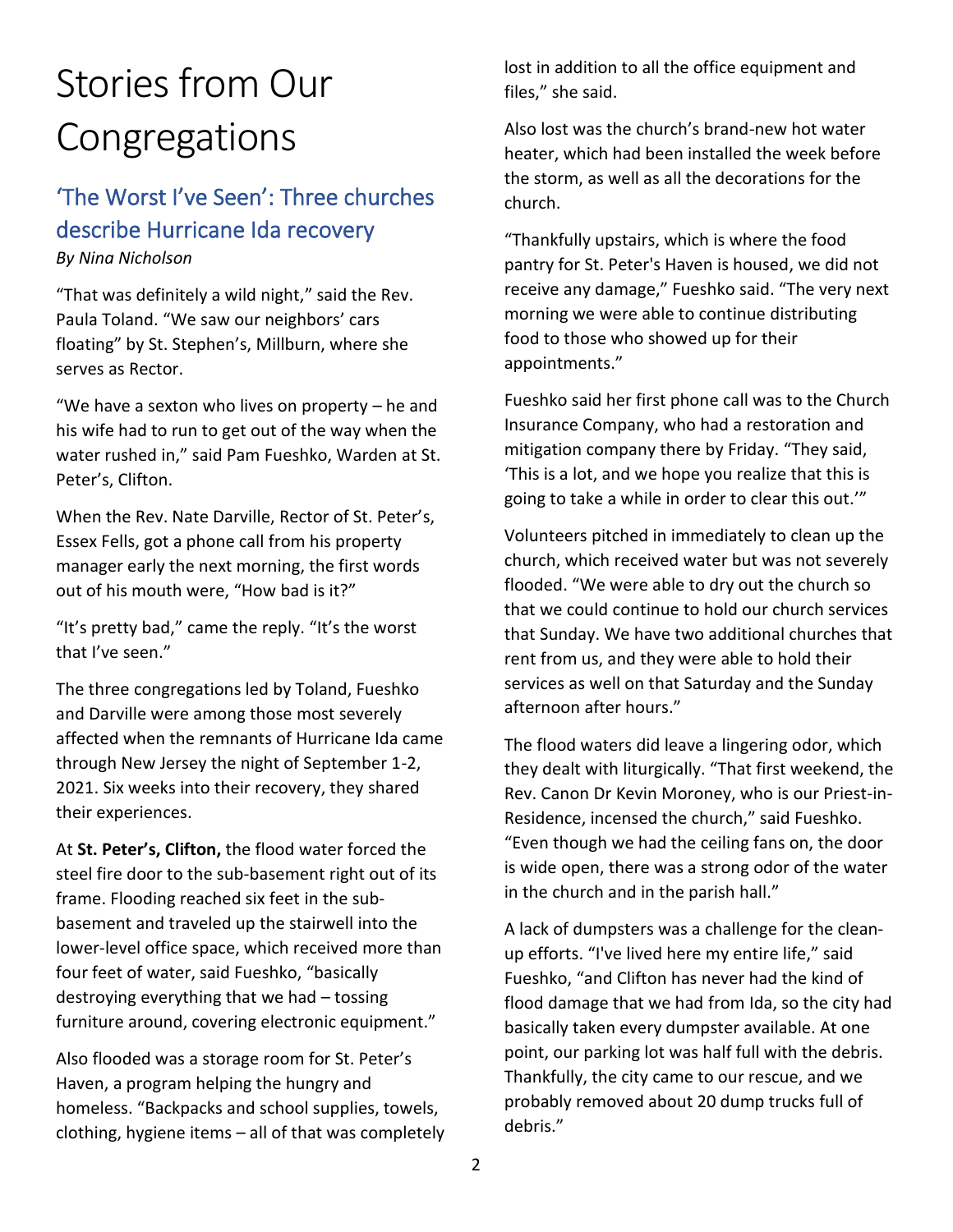# Stories from Our Congregations

## 'The Worst I've Seen': Three churches describe Hurricane Ida recovery

*By Nina Nicholson*

"That was definitely a wild night," said the Rev. Paula Toland. "We saw our neighbors' cars floating" by St. Stephen's, Millburn, where she serves as Rector.

"We have a sexton who lives on property – he and his wife had to run to get out of the way when the water rushed in," said Pam Fueshko, Warden at St. Peter's, Clifton.

When the Rev. Nate Darville, Rector of St. Peter's, Essex Fells, got a phone call from his property manager early the next morning, the first words out of his mouth were, "How bad is it?"

"It's pretty bad," came the reply. "It's the worst that I've seen."

The three congregations led by Toland, Fueshko and Darville were among those most severely affected when the remnants of Hurricane Ida came through New Jersey the night of September 1-2, 2021. Six weeks into their recovery, they shared their experiences.

At **St. Peter's, Clifton,** the flood water forced the steel fire door to the sub-basement right out of its frame. Flooding reached six feet in the sub-basement and traveled up the stairwell into the lower-level office space, which received more than four feet of water, said Fueshko, "basically destroying everything that we had – tossing furniture around, covering electronic equipment."

Also flooded was a storage room for St. Peter's Haven, a program helping the hungry and homeless. "Backpacks and school supplies, towels, clothing, hygiene items – all of that was completely lost in addition to all the office equipment and files," she said.

Also lost was the church's brand-new hot water heater, which had been installed the week before the storm, as well as all the decorations for the church.

"Thankfully upstairs, which is where the food pantry for St. Peter's Haven is housed, we did not receive any damage," Fueshko said. "The very next morning we were able to continue distributing food to those who showed up for their appointments."

Fueshko said her first phone call was to the Church Insurance Company, who had a restoration and mitigation company there by Friday. "They said, 'This is a lot, and we hope you realize that this is going to take a while in order to clear this out.'"

Volunteers pitched in immediately to clean up the church, which received water but was not severely flooded. "We were able to dry out the church so that we could continue to hold our church services that Sunday. We have two additional churches that rent from us, and they were able to hold their services as well on that Saturday and the Sunday afternoon after hours."

The flood waters did leave a lingering odor, which they dealt with liturgically. "That first weekend, the Rev. Canon Dr Kevin Moroney, who is our Priest-in-Residence, incensed the church," said Fueshko. "Even though we had the ceiling fans on, the door is wide open, there was a strong odor of the water in the church and in the parish hall."

A lack of dumpsters was a challenge for the clean-up efforts. "I've lived here my entire life," said Fueshko, "and Clifton has never had the kind of flood damage that we had from Ida, so the city had basically taken every dumpster available. At one point, our parking lot was half full with the debris. Thankfully, the city came to our rescue, and we probably removed about 20 dump trucks full of debris."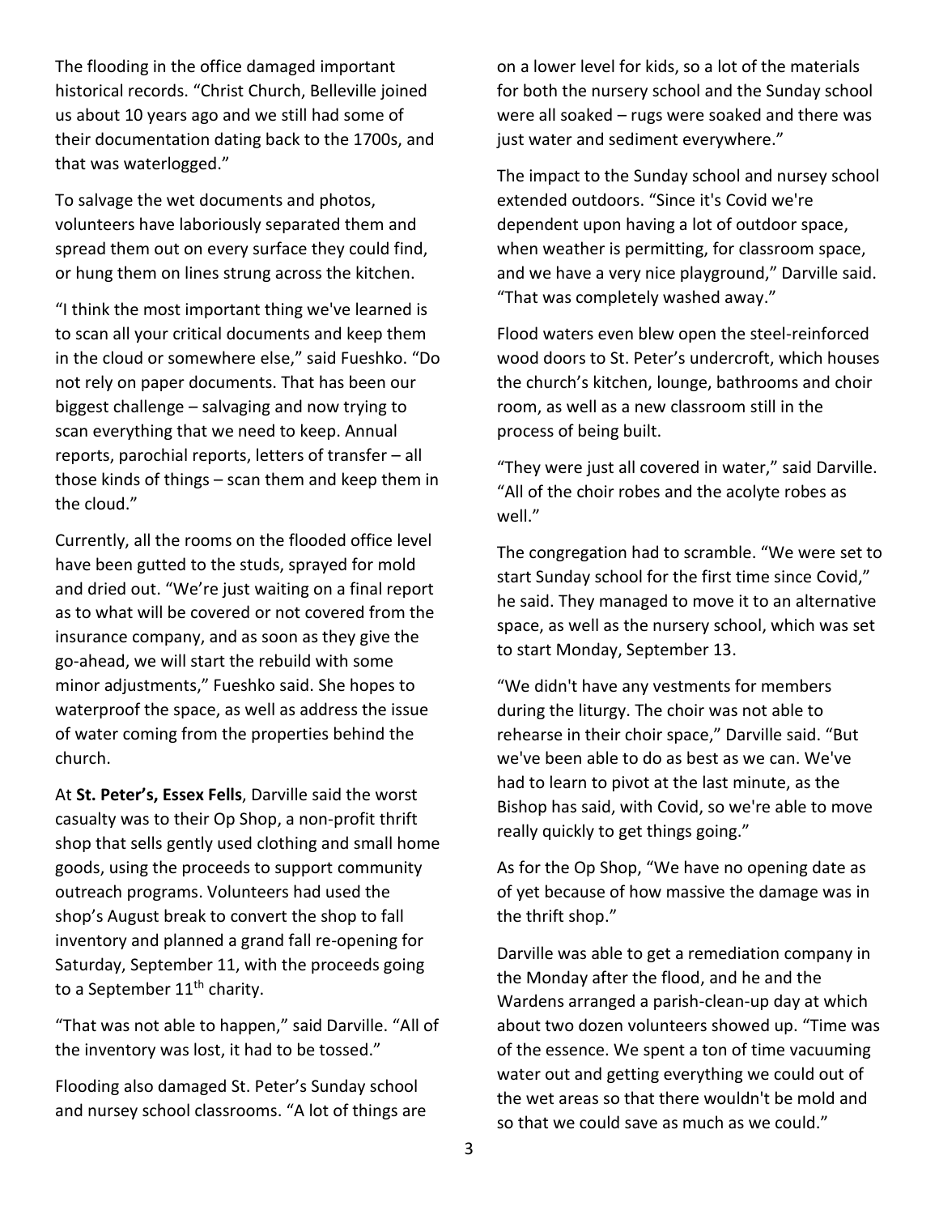The flooding in the office damaged important historical records. "Christ Church, Belleville joined us about 10 years ago and we still had some of their documentation dating back to the 1700s, and that was waterlogged."

To salvage the wet documents and photos, volunteers have laboriously separated them and spread them out on every surface they could find, or hung them on lines strung across the kitchen.

"I think the most important thing we've learned is to scan all your critical documents and keep them in the cloud or somewhere else," said Fueshko. "Do not rely on paper documents. That has been our biggest challenge – salvaging and now trying to scan everything that we need to keep. Annual reports, parochial reports, letters of transfer – all those kinds of things – scan them and keep them in the cloud."

Currently, all the rooms on the flooded office level have been gutted to the studs, sprayed for mold and dried out. "We're just waiting on a final report as to what will be covered or not covered from the insurance company, and as soon as they give the go-ahead, we will start the rebuild with some minor adjustments," Fueshko said. She hopes to waterproof the space, as well as address the issue of water coming from the properties behind the church.

At **St. Peter's, Essex Fells**, Darville said the worst casualty was to their Op Shop, a non-profit thrift shop that sells gently used clothing and small home goods, using the proceeds to support community outreach programs. Volunteers had used the shop's August break to convert the shop to fall inventory and planned a grand fall re-opening for Saturday, September 11, with the proceeds going to a September 11th charity.

"That was not able to happen," said Darville. "All of the inventory was lost, it had to be tossed."

Flooding also damaged St. Peter's Sunday school and nursey school classrooms. "A lot of things are on a lower level for kids, so a lot of the materials for both the nursery school and the Sunday school were all soaked – rugs were soaked and there was just water and sediment everywhere."

The impact to the Sunday school and nursey school extended outdoors. "Since it's Covid we're dependent upon having a lot of outdoor space, when weather is permitting, for classroom space, and we have a very nice playground," Darville said. "That was completely washed away."

Flood waters even blew open the steel-reinforced wood doors to St. Peter's undercroft, which houses the church's kitchen, lounge, bathrooms and choir room, as well as a new classroom still in the process of being built.

"They were just all covered in water," said Darville. "All of the choir robes and the acolyte robes as well."

The congregation had to scramble. "We were set to start Sunday school for the first time since Covid," he said. They managed to move it to an alternative space, as well as the nursery school, which was set to start Monday, September 13.

"We didn't have any vestments for members during the liturgy. The choir was not able to rehearse in their choir space," Darville said. "But we've been able to do as best as we can. We've had to learn to pivot at the last minute, as the Bishop has said, with Covid, so we're able to move really quickly to get things going."

As for the Op Shop, "We have no opening date as of yet because of how massive the damage was in the thrift shop."

Darville was able to get a remediation company in the Monday after the flood, and he and the Wardens arranged a parish-clean-up day at which about two dozen volunteers showed up. "Time was of the essence. We spent a ton of time vacuuming water out and getting everything we could out of the wet areas so that there wouldn't be mold and so that we could save as much as we could."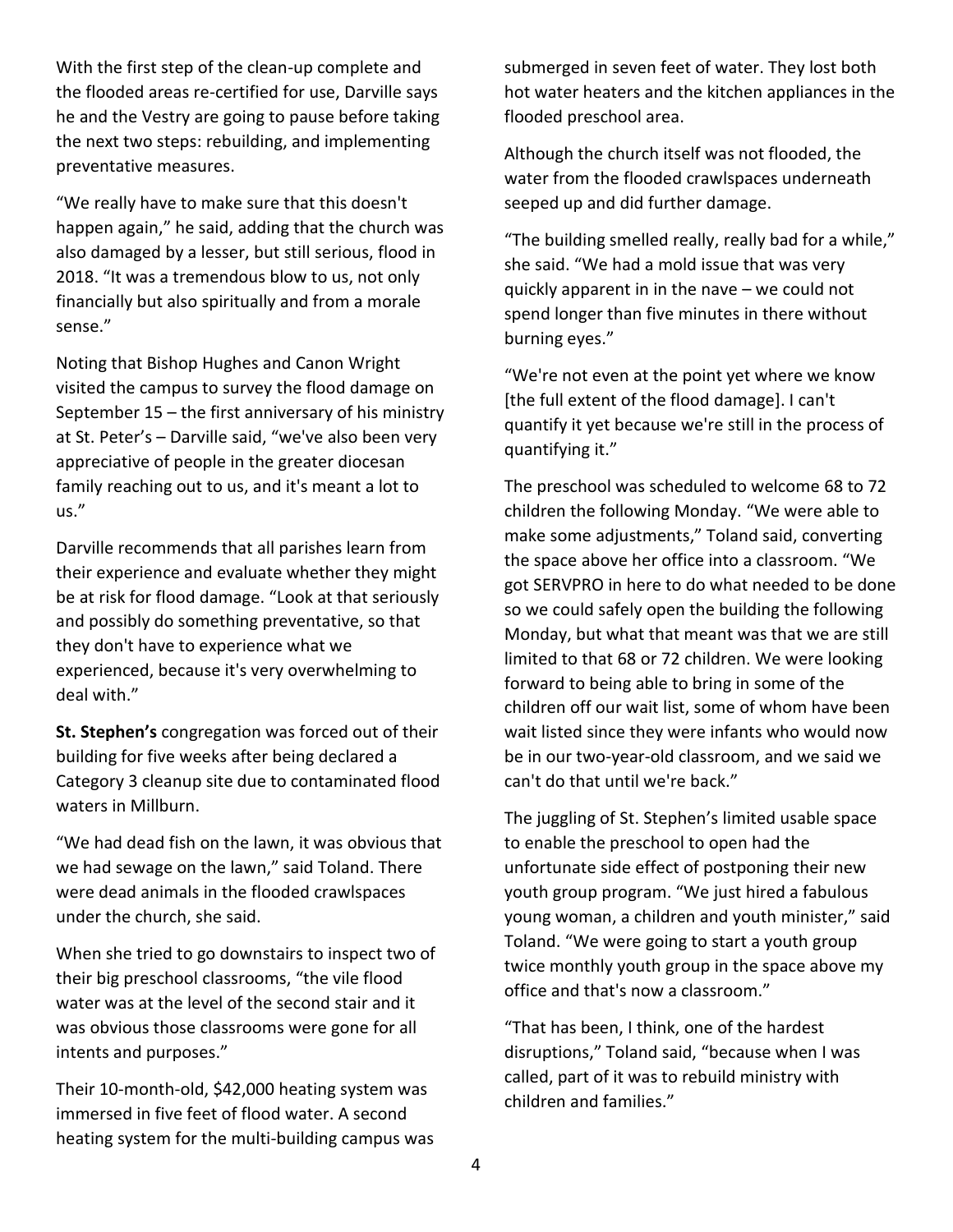With the first step of the clean-up complete and the flooded areas re-certified for use, Darville says he and the Vestry are going to pause before taking the next two steps: rebuilding, and implementing preventative measures.

"We really have to make sure that this doesn't happen again," he said, adding that the church was also damaged by a lesser, but still serious, flood in 2018. "It was a tremendous blow to us, not only financially but also spiritually and from a morale sense."

Noting that Bishop Hughes and Canon Wright visited the campus to survey the flood damage on September 15 – the first anniversary of his ministry at St. Peter's – Darville said, "we've also been very appreciative of people in the greater diocesan family reaching out to us, and it's meant a lot to us."

Darville recommends that all parishes learn from their experience and evaluate whether they might be at risk for flood damage. "Look at that seriously and possibly do something preventative, so that they don't have to experience what we experienced, because it's very overwhelming to deal with."

**St. Stephen's** congregation was forced out of their building for five weeks after being declared a Category 3 cleanup site due to contaminated flood waters in Millburn.

"We had dead fish on the lawn, it was obvious that we had sewage on the lawn," said Toland. There were dead animals in the flooded crawlspaces under the church, she said.

When she tried to go downstairs to inspect two of their big preschool classrooms, "the vile flood water was at the level of the second stair and it was obvious those classrooms were gone for all intents and purposes."

Their 10-month-old, $42,000 heating system was immersed in five feet of flood water. A second heating system for the multi-building campus was submerged in seven feet of water. They lost both hot water heaters and the kitchen appliances in the flooded preschool area.

Although the church itself was not flooded, the water from the flooded crawlspaces underneath seeped up and did further damage.

"The building smelled really, really bad for a while," she said. "We had a mold issue that was very quickly apparent in in the nave – we could not spend longer than five minutes in there without burning eyes."

"We're not even at the point yet where we know [the full extent of the flood damage]. I can't quantify it yet because we're still in the process of quantifying it."

The preschool was scheduled to welcome 68 to 72 children the following Monday. "We were able to make some adjustments," Toland said, converting the space above her office into a classroom. "We got SERVPRO in here to do what needed to be done so we could safely open the building the following Monday, but what that meant was that we are still limited to that 68 or 72 children. We were looking forward to being able to bring in some of the children off our wait list, some of whom have been wait listed since they were infants who would now be in our two-year-old classroom, and we said we can't do that until we're back."

The juggling of St. Stephen's limited usable space to enable the preschool to open had the unfortunate side effect of postponing their new youth group program. "We just hired a fabulous young woman, a children and youth minister," said Toland. "We were going to start a youth group twice monthly youth group in the space above my office and that's now a classroom."

"That has been, I think, one of the hardest disruptions," Toland said, "because when I was called, part of it was to rebuild ministry with children and families."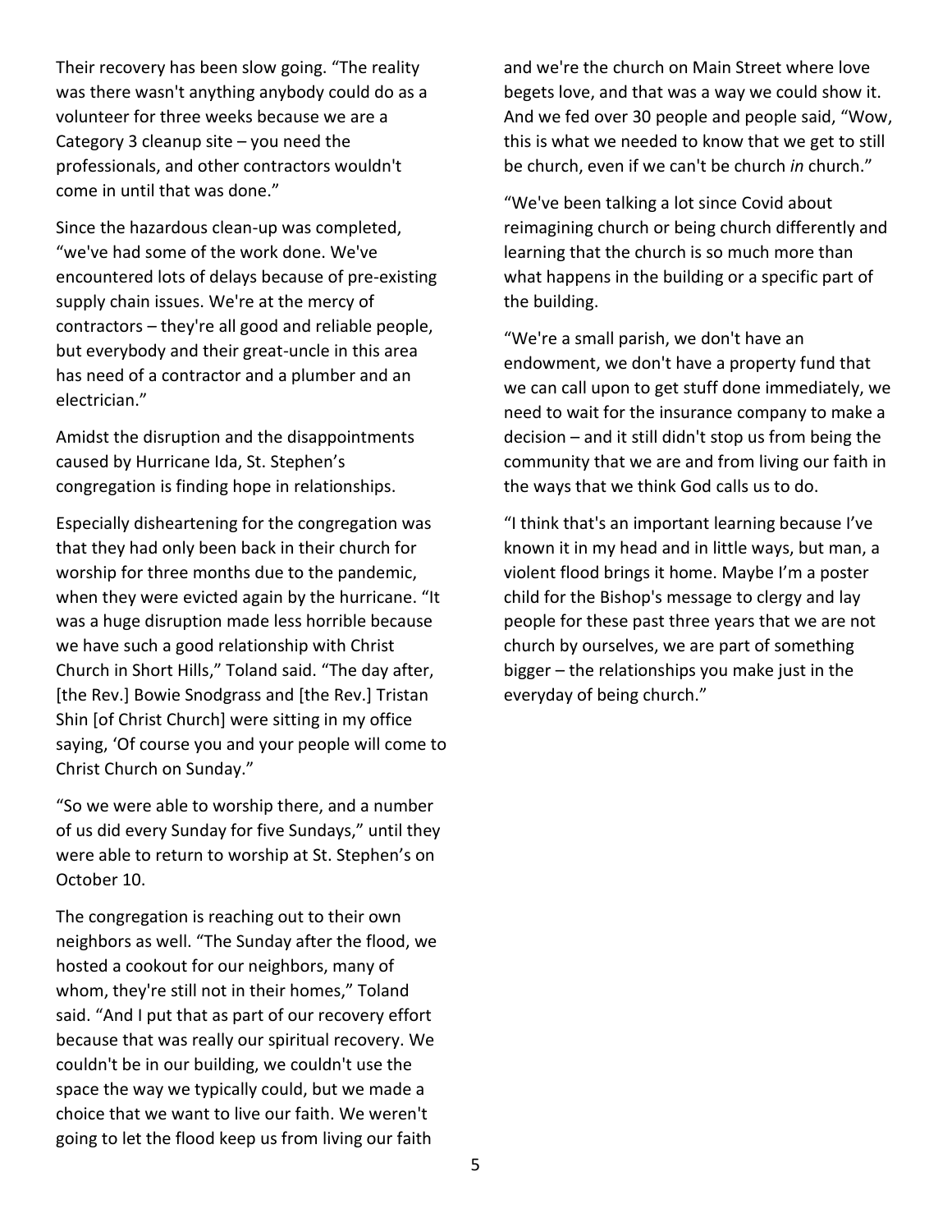Their recovery has been slow going. "The reality was there wasn't anything anybody could do as a volunteer for three weeks because we are a Category 3 cleanup site – you need the professionals, and other contractors wouldn't come in until that was done."

Since the hazardous clean-up was completed, "we've had some of the work done. We've encountered lots of delays because of pre-existing supply chain issues. We're at the mercy of contractors – they're all good and reliable people, but everybody and their great-uncle in this area has need of a contractor and a plumber and an electrician."

Amidst the disruption and the disappointments caused by Hurricane Ida, St. Stephen's congregation is finding hope in relationships.

Especially disheartening for the congregation was that they had only been back in their church for worship for three months due to the pandemic, when they were evicted again by the hurricane. "It was a huge disruption made less horrible because we have such a good relationship with Christ Church in Short Hills," Toland said. "The day after, [the Rev.] Bowie Snodgrass and [the Rev.] Tristan Shin [of Christ Church] were sitting in my office saying, 'Of course you and your people will come to Christ Church on Sunday."

"So we were able to worship there, and a number of us did every Sunday for five Sundays," until they were able to return to worship at St. Stephen's on October 10.

The congregation is reaching out to their own neighbors as well. "The Sunday after the flood, we hosted a cookout for our neighbors, many of whom, they're still not in their homes," Toland said. "And I put that as part of our recovery effort because that was really our spiritual recovery. We couldn't be in our building, we couldn't use the space the way we typically could, but we made a choice that we want to live our faith. We weren't going to let the flood keep us from living our faith and we're the church on Main Street where love begets love, and that was a way we could show it. And we fed over 30 people and people said, "Wow, this is what we needed to know that we get to still be church, even if we can't be church *in* church."

"We've been talking a lot since Covid about reimagining church or being church differently and learning that the church is so much more than what happens in the building or a specific part of the building.

"We're a small parish, we don't have an endowment, we don't have a property fund that we can call upon to get stuff done immediately, we need to wait for the insurance company to make a decision – and it still didn't stop us from being the community that we are and from living our faith in the ways that we think God calls us to do.

"I think that's an important learning because I've known it in my head and in little ways, but man, a violent flood brings it home. Maybe I'm a poster child for the Bishop's message to clergy and lay people for these past three years that we are not church by ourselves, we are part of something bigger – the relationships you make just in the everyday of being church."